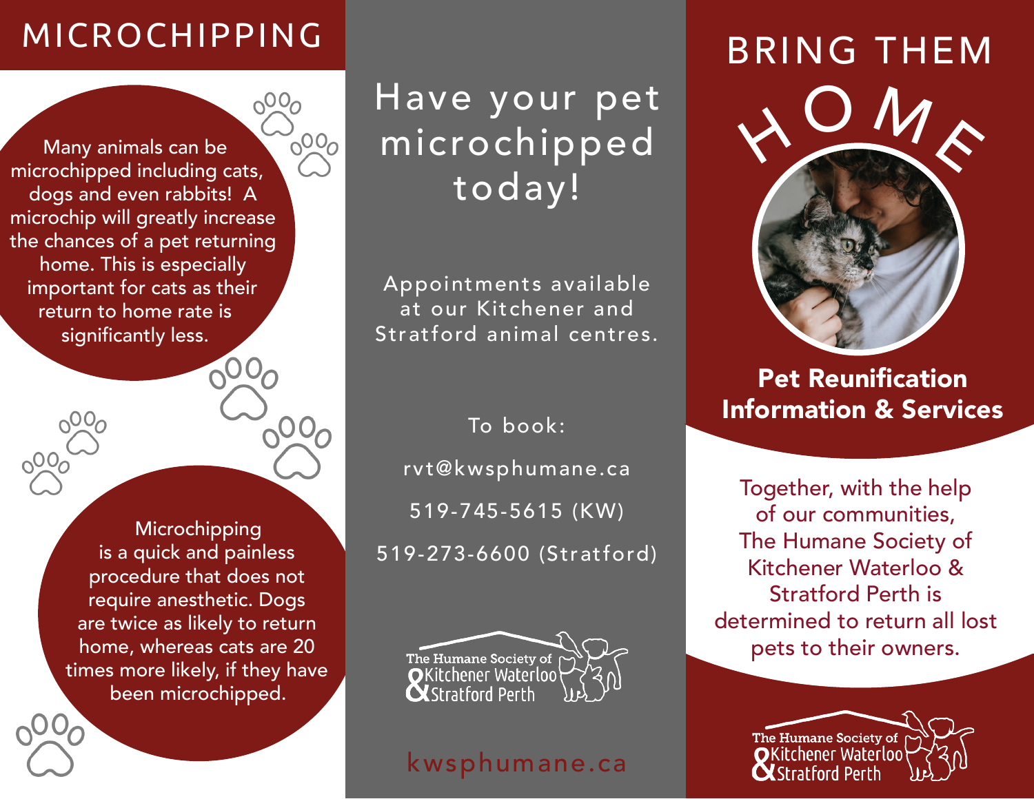# MICROCHIPPING

Many animals can be microchipped including cats, dogs and even rabbits! A microchip will greatly increase the chances of a pet returning home. This is especially important for cats as their return to home rate is significantly less.

Microchipping is a quick and painless procedure that does not require anesthetic. Dogs are twice as likely to return home, whereas cats are 20 times more likely, if they have been microchipped.

# Have your pet microchipped today!

Appointments available at our Kitchener and Stratford animal centres.

To book:

rvt@kwsphumane.ca

519-745-5615 (KW)

519-273-6600 (Stratford)

The Humane Society of Kitchener Waterloo & Stratford Perth

kwsphumane.ca

# BRING THEM HOME

## Pet Reunification Information & Services

Together, with the help of our communities, The Humane Society of Kitchener Waterloo & Stratford Perth is determined to return all lost pets to their owners.

The Humane Society of Kitchener Waterloo & Stratford Perth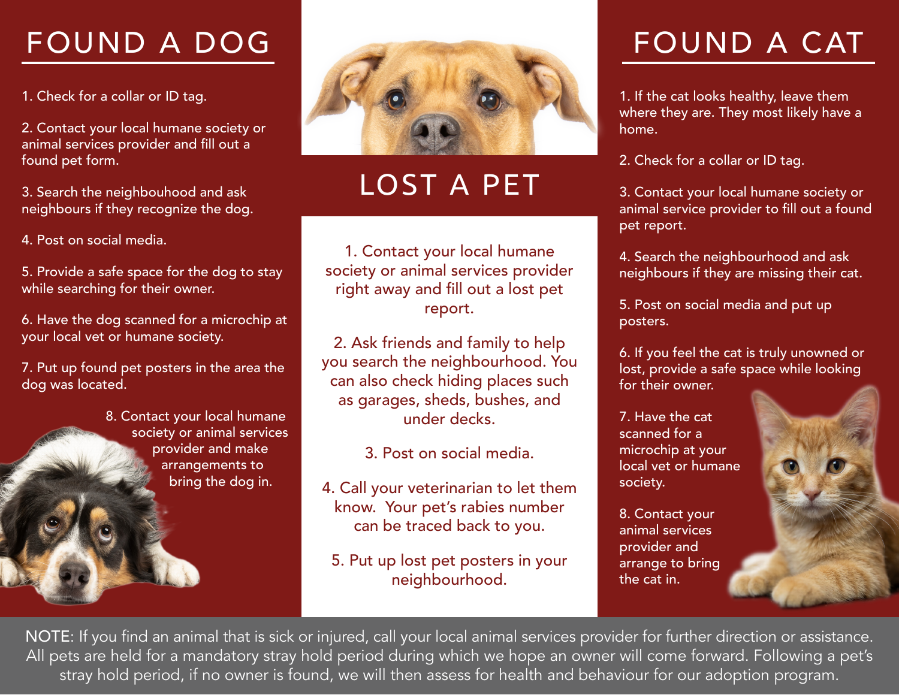# FOUND A DOG

1. Check for a collar or ID tag.
2. Contact your local humane society or animal services provider and fill out a found pet form.
3. Search the neighbouhood and ask neighbours if they recognize the dog.
4. Post on social media.
5. Provide a safe space for the dog to stay while searching for their owner.
6. Have the dog scanned for a microchip at your local vet or humane society.
7. Put up found pet posters in the area the dog was located.
8. Contact your local humane society or animal services provider and make arrangements to bring the dog in.

# LOST A PET

1. Contact your local humane society or animal services provider right away and fill out a lost pet report.
2. Ask friends and family to help you search the neighbourhood. You can also check hiding places such as garages, sheds, bushes, and under decks.
3. Post on social media.
4. Call your veterinarian to let them know. Your pet's rabies number can be traced back to you.
5. Put up lost pet posters in your neighbourhood.

# FOUND A CAT

1. If the cat looks healthy, leave them where they are. They most likely have a home.
2. Check for a collar or ID tag.
3. Contact your local humane society or animal service provider to fill out a found pet report.
4. Search the neighbourhood and ask neighbours if they are missing their cat.
5. Post on social media and put up posters.
6. If you feel the cat is truly unowned or lost, provide a safe space while looking for their owner.
7. Have the cat scanned for a microchip at your local vet or humane society.
8. Contact your animal services provider and arrange to bring the cat in.

**NOTE**: If you find an animal that is sick or injured, call your local animal services provider for further direction or assistance. All pets are held for a mandatory stray hold period during which we hope an owner will come forward. Following a pet's stray hold period, if no owner is found, we will then assess for health and behaviour for our adoption program.